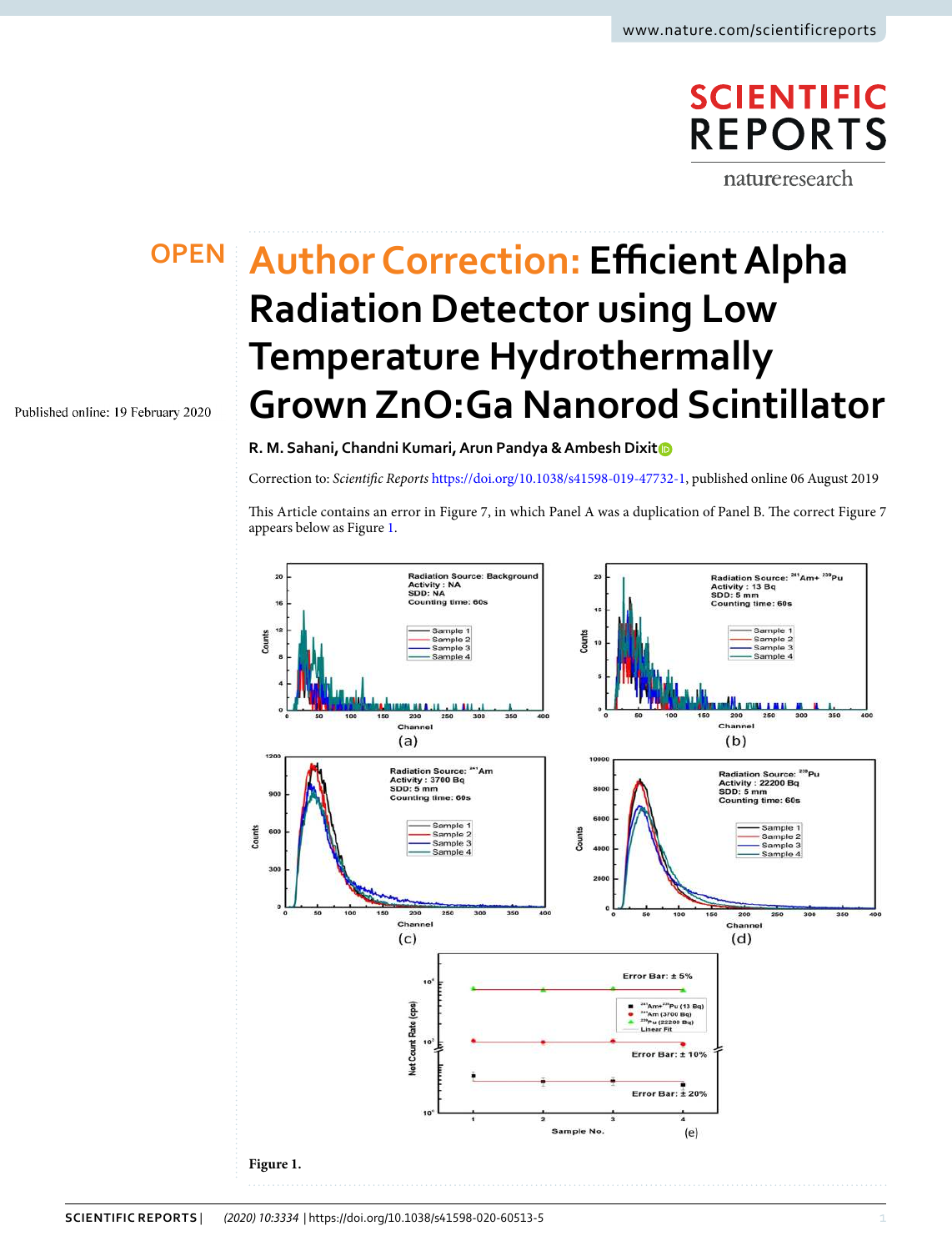OPEN

# Author Correction: Efficient Alpha Radiation Detector using Low Temperature Hydrothermally Grown ZnO:Ga Nanorod Scintillator

Published online: 19 February 2020

**R. M. Sahani, Chandni Kumari, Arun Pandya & Ambesh Dixit**

Correction to: *Scientific Reports* https://doi.org/10.1038/s41598-019-47732-1, published online 06 August 2019

This Article contains an error in Figure 7, in which Panel A was a duplication of Panel B. The correct Figure 7 appears below as Figure 1.

**Figure 1.**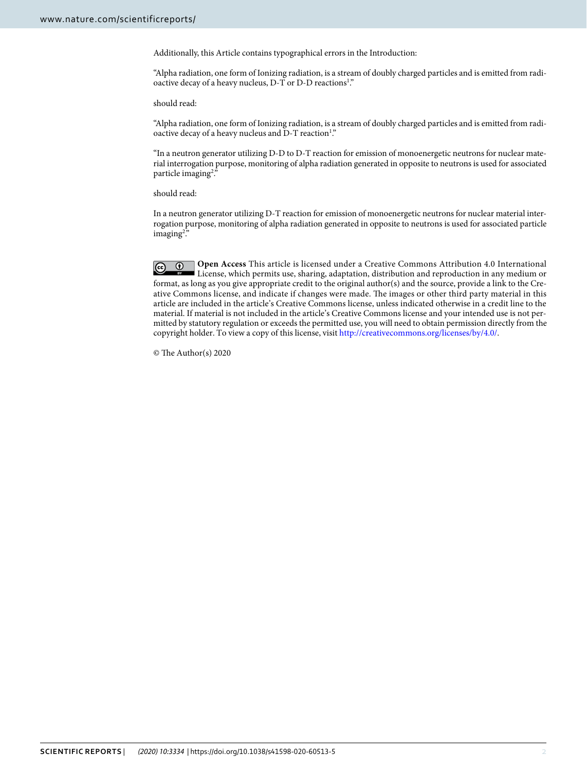Additionally, this Article contains typographical errors in the Introduction:

"Alpha radiation, one form of Ionizing radiation, is a stream of doubly charged particles and is emitted from radioactive decay of a heavy nucleus, D-T or D-D reactions[1]."

should read:

"Alpha radiation, one form of Ionizing radiation, is a stream of doubly charged particles and is emitted from radioactive decay of a heavy nucleus and D-T reaction[1]."

"In a neutron generator utilizing D-D to D-T reaction for emission of monoenergetic neutrons for nuclear material interrogation purpose, monitoring of alpha radiation generated in opposite to neutrons is used for associated particle imaging[2]."

should read:

In a neutron generator utilizing D-T reaction for emission of monoenergetic neutrons for nuclear material interrogation purpose, monitoring of alpha radiation generated in opposite to neutrons is used for associated particle imaging[2]."

**Open Access** This article is licensed under a Creative Commons Attribution 4.0 International License, which permits use, sharing, adaptation, distribution and reproduction in any medium or format, as long as you give appropriate credit to the original author(s) and the source, provide a link to the Creative Commons license, and indicate if changes were made. The images or other third party material in this article are included in the article's Creative Commons license, unless indicated otherwise in a credit line to the material. If material is not included in the article's Creative Commons license and your intended use is not permitted by statutory regulation or exceeds the permitted use, you will need to obtain permission directly from the copyright holder. To view a copy of this license, visit http://creativecommons.org/licenses/by/4.0/.

© The Author(s) 2020